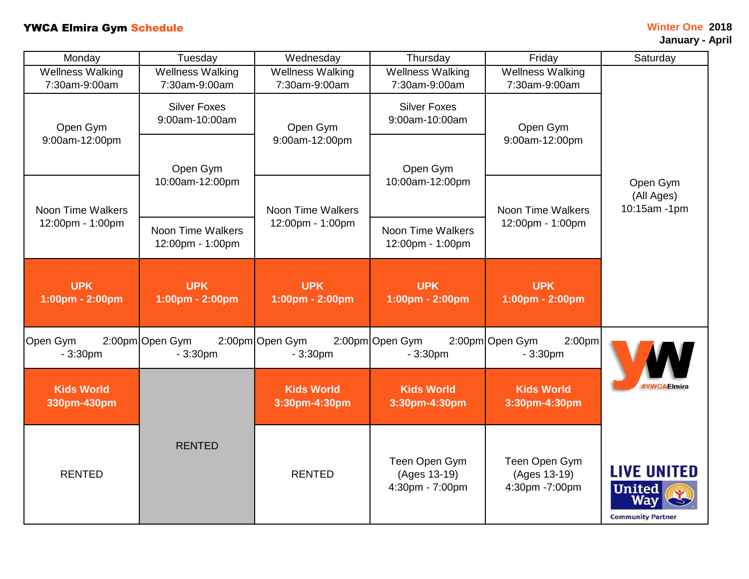**YWCA Elmira Gym Schedule**

**Winter One 2018**
**January - April**

| Monday | Tuesday | Wednesday | Thursday | Friday | Saturday |
|---|---|---|---|---|---|
| Wellness Walking 7:30am-9:00am | Wellness Walking 7:30am-9:00am | Wellness Walking 7:30am-9:00am | Wellness Walking 7:30am-9:00am | Wellness Walking 7:30am-9:00am | Open Gym (All Ages) 10:15am -1pm |
| Open Gym 9:00am-12:00pm | Silver Foxes 9:00am-10:00am | Open Gym 9:00am-12:00pm | Silver Foxes 9:00am-10:00am | Open Gym 9:00am-12:00pm | |
| | Open Gym 10:00am-12:00pm | | Open Gym 10:00am-12:00pm | | |
| Noon Time Walkers 12:00pm - 1:00pm | Noon Time Walkers 12:00pm - 1:00pm | Noon Time Walkers 12:00pm - 1:00pm | Noon Time Walkers 12:00pm - 1:00pm | Noon Time Walkers 12:00pm - 1:00pm | |
| **UPK 1:00pm - 2:00pm** | **UPK 1:00pm - 2:00pm** | **UPK 1:00pm - 2:00pm** | **UPK 1:00pm - 2:00pm** | **UPK 1:00pm - 2:00pm** | |
| Open Gym 2:00pm - 3:30pm | Open Gym 2:00pm - 3:30pm | Open Gym 2:00pm - 3:30pm | Open Gym 2:00pm - 3:30pm | Open Gym 2:00pm - 3:30pm | #YWCAElmira |
| **Kids World 330pm-430pm** | RENTED | **Kids World 3:30pm-4:30pm** | **Kids World 3:30pm-4:30pm** | **Kids World 3:30pm-4:30pm** | |
| RENTED | | RENTED | Teen Open Gym (Ages 13-19) 4:30pm - 7:00pm | Teen Open Gym (Ages 13-19) 4:30pm -7:00pm | LIVE UNITED United Way Community Partner |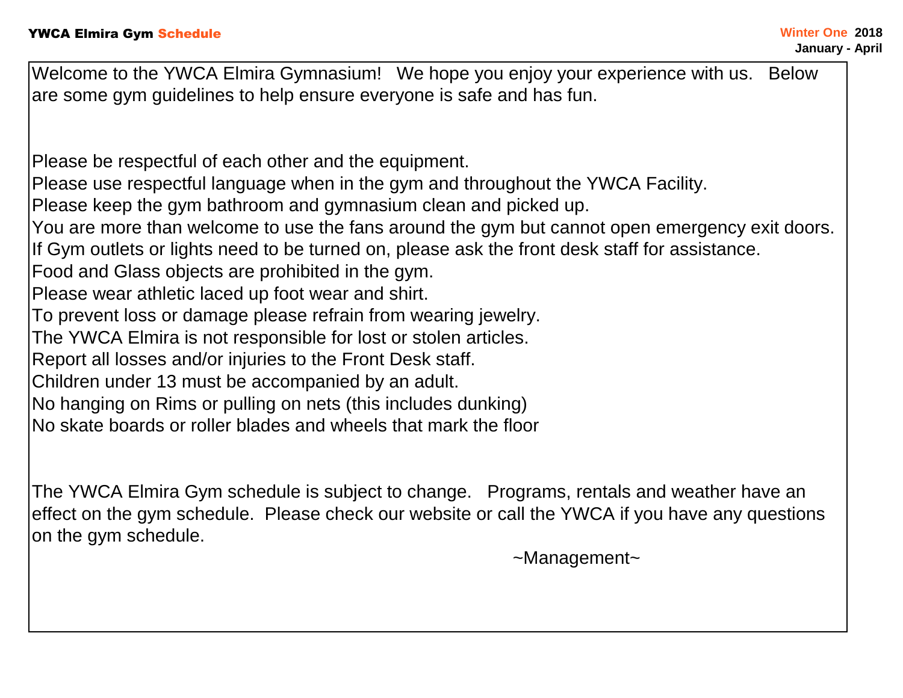Welcome to the YWCA Elmira Gymnasium! We hope you enjoy your experience with us. Below are some gym guidelines to help ensure everyone is safe and has fun.

Please be respectful of each other and the equipment.
Please use respectful language when in the gym and throughout the YWCA Facility.
Please keep the gym bathroom and gymnasium clean and picked up.
You are more than welcome to use the fans around the gym but cannot open emergency exit doors.
If Gym outlets or lights need to be turned on, please ask the front desk staff for assistance.
Food and Glass objects are prohibited in the gym.
Please wear athletic laced up foot wear and shirt.
To prevent loss or damage please refrain from wearing jewelry.
The YWCA Elmira is not responsible for lost or stolen articles.
Report all losses and/or injuries to the Front Desk staff.
Children under 13 must be accompanied by an adult.
No hanging on Rims or pulling on nets (this includes dunking)
No skate boards or roller blades and wheels that mark the floor

The YWCA Elmira Gym schedule is subject to change. Programs, rentals and weather have an effect on the gym schedule. Please check our website or call the YWCA if you have any questions on the gym schedule.

~Management~